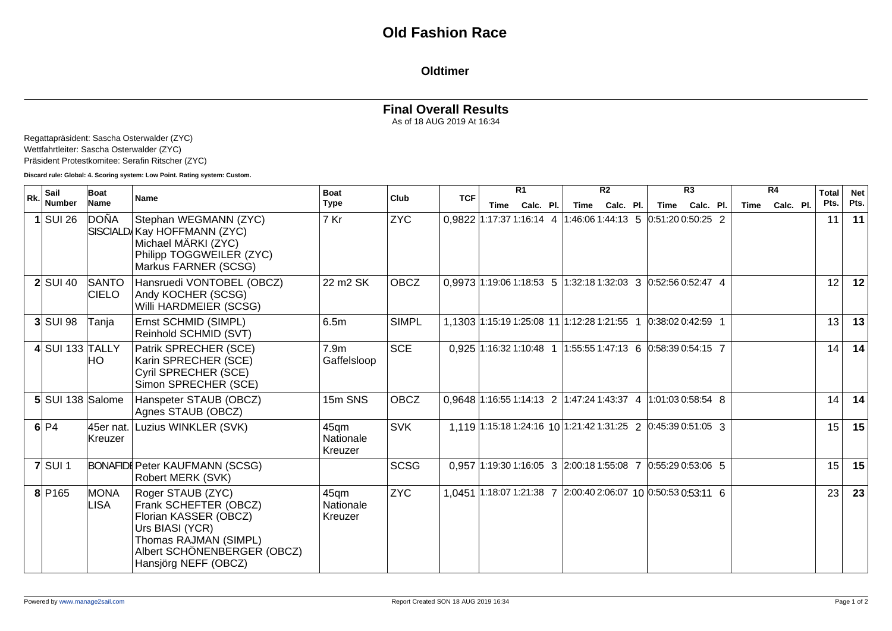# Old Fashion Race

## Oldtimer

### Final Overall Results

As of 18 AUG 2019 At 16:34

Regattapräsident: Sascha Osterwalder (ZYC)
Wettfahrtleiter: Sascha Osterwalder (ZYC)
Präsident Protestkomitee: Serafin Ritscher (ZYC)

**Discard rule: Global: 4. Scoring system: Low Point. Rating system: Custom.**

| Rk. | Sail Number | Boat Name | Name | Boat Type | Club | TCF | R1 | | | R2 | | | R3 | | | R4 | | | Total Pts. | Net Pts. |
|---|---|---|---|---|---|---|---|---|---|---|---|---|---|---|---|---|---|---|---|---|
| | | | | | | | Time | Calc. | Pl. | Time | Calc. | Pl. | Time | Calc. | Pl. | Time | Calc. | Pl. | | |
| 1 | SUI 26 | DOÑA SISCIALD | Stephan WEGMANN (ZYC)<br>Kay HOFFMANN (ZYC)<br>Michael MÄRKI (ZYC)<br>Philipp TOGGWEILER (ZYC)<br>Markus FARNER (SCSG) | 7 Kr | ZYC | 0,9822 | 1:17:37 | 1:16:14 | 4 | 1:46:06 | 1:44:13 | 5 | 0:51:20 | 0:50:25 | 2 | | | | 11 | **11** |
| 2 | SUI 40 | SANTO CIELO | Hansruedi VONTOBEL (OBCZ)<br>Andy KOCHER (SCSG)<br>Willi HARDMEIER (SCSG) | 22 m2 SK | OBCZ | 0,9973 | 1:19:06 | 1:18:53 | 5 | 1:32:18 | 1:32:03 | 3 | 0:52:56 | 0:52:47 | 4 | | | | 12 | **12** |
| 3 | SUI 98 | Tanja | Ernst SCHMID (SIMPL)<br>Reinhold SCHMID (SVT) | 6.5m | SIMPL | 1,1303 | 1:15:19 | 1:25:08 | 11 | 1:12:28 | 1:21:55 | 1 | 0:38:02 | 0:42:59 | 1 | | | | 13 | **13** |
| 4 | SUI 133 | TALLY HO | Patrik SPRECHER (SCE)<br>Karin SPRECHER (SCE)<br>Cyril SPRECHER (SCE)<br>Simon SPRECHER (SCE) | 7.9m Gaffelsloop | SCE | 0,925 | 1:16:32 | 1:10:48 | 1 | 1:55:55 | 1:47:13 | 6 | 0:58:39 | 0:54:15 | 7 | | | | 14 | **14** |
| 5 | SUI 138 | Salome | Hanspeter STAUB (OBCZ)<br>Agnes STAUB (OBCZ) | 15m SNS | OBCZ | 0,9648 | 1:16:55 | 1:14:13 | 2 | 1:47:24 | 1:43:37 | 4 | 1:01:03 | 0:58:54 | 8 | | | | 14 | **14** |
| 6 | P4 | 45er nat. Kreuzer | Luzius WINKLER (SVK) | 45qm Nationale Kreuzer | SVK | 1,119 | 1:15:18 | 1:24:16 | 10 | 1:21:42 | 1:31:25 | 2 | 0:45:39 | 0:51:05 | 3 | | | | 15 | **15** |
| 7 | SUI 1 | BONAFIDI | Peter KAUFMANN (SCSG)<br>Robert MERK (SVK) | | SCSG | 0,957 | 1:19:30 | 1:16:05 | 3 | 2:00:18 | 1:55:08 | 7 | 0:55:29 | 0:53:06 | 5 | | | | 15 | **15** |
| 8 | P165 | MONA LISA | Roger STAUB (ZYC)<br>Frank SCHEFTER (OBCZ)<br>Florian KASSER (OBCZ)<br>Urs BIASI (YCR)<br>Thomas RAJMAN (SIMPL)<br>Albert SCHÖNENBERGER (OBCZ)<br>Hansjörg NEFF (OBCZ) | 45qm Nationale Kreuzer | ZYC | 1,0451 | 1:18:07 | 1:21:38 | 7 | 2:00:40 | 2:06:07 | 10 | 0:50:53 | 0:53:11 | 6 | | | | 23 | **23** |

Powered by www.manage2sail.com

Report Created SON 18 AUG 2019 16:34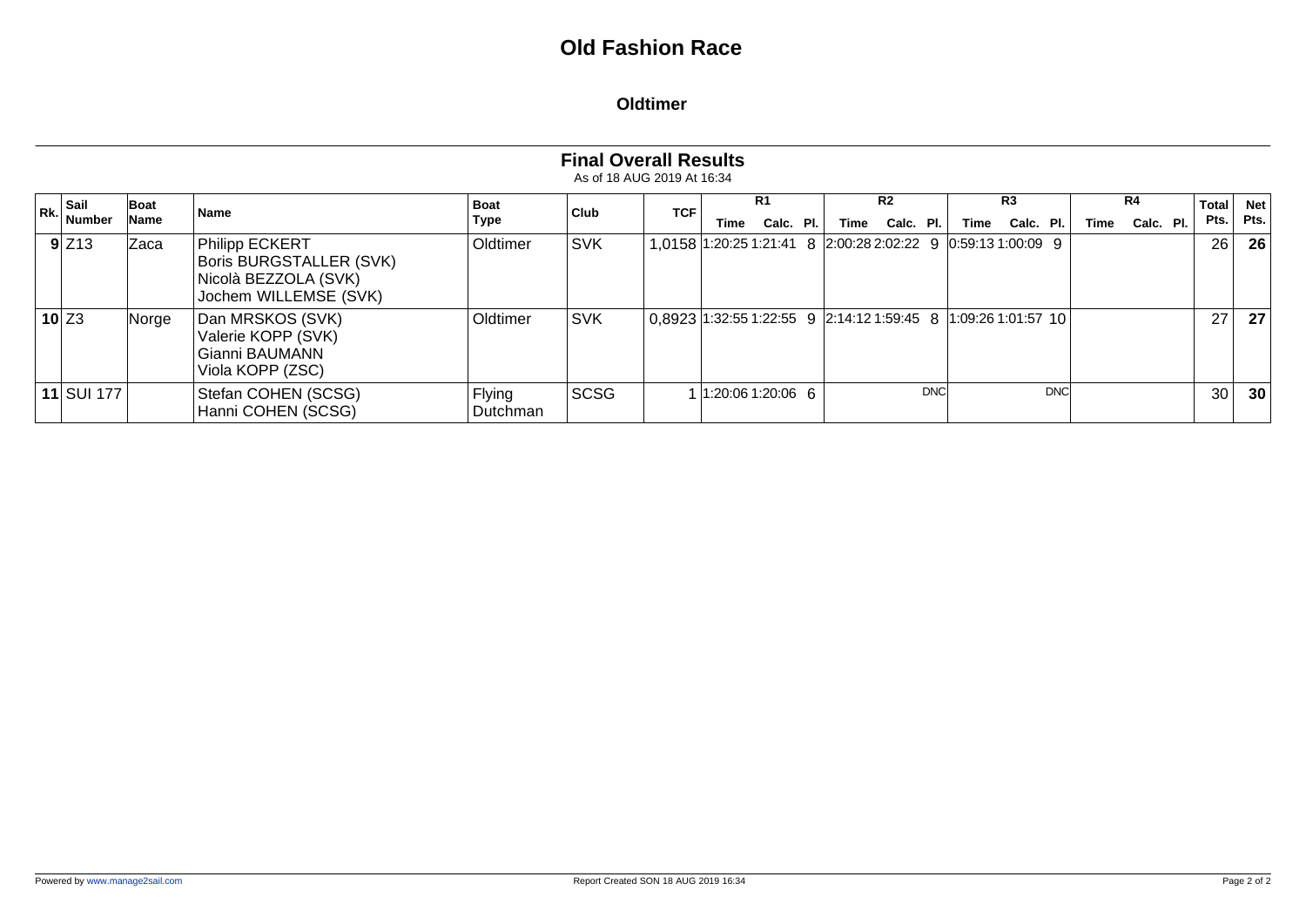# Old Fashion Race

## Oldtimer

### Final Overall Results

As of 18 AUG 2019 At 16:34

| Rk. | Sail Number | Boat Name | Name | Boat Type | Club | TCF | R1 | | | R2 | | | R3 | | | R4 | | | Total Pts. | Net Pts. |
|---|---|---|---|---|---|---|---|---|---|---|---|---|---|---|---|---|---|---|---|---|
| | | | | | | | Time | Calc. | Pl. | Time | Calc. | Pl. | Time | Calc. | Pl. | Time | Calc. | Pl. | | |
| **9** | Z13 | Zaca | Philipp ECKERT<br>Boris BURGSTALLER (SVK)<br>Nicolà BEZZOLA (SVK)<br>Jochem WILLEMSE (SVK) | Oldtimer | SVK | 1,0158 | 1:20:25 | 1:21:41 | 8 | 2:00:28 | 2:02:22 | 9 | 0:59:13 | 1:00:09 | 9 | | | | 26 | **26** |
| **10** | Z3 | Norge | Dan MRSKOS (SVK)<br>Valerie KOPP (SVK)<br>Gianni BAUMANN<br>Viola KOPP (ZSC) | Oldtimer | SVK | 0,8923 | 1:32:55 | 1:22:55 | 9 | 2:14:12 | 1:59:45 | 8 | 1:09:26 | 1:01:57 | 10 | | | | 27 | **27** |
| **11** | SUI 177 | | Stefan COHEN (SCSG)<br>Hanni COHEN (SCSG) | Flying Dutchman | SCSG | 1 | 1:20:06 | 1:20:06 | 6 | | | DNC | | | DNC | | | | 30 | **30** |

Powered by www.manage2sail.com

Report Created SON 18 AUG 2019 16:34